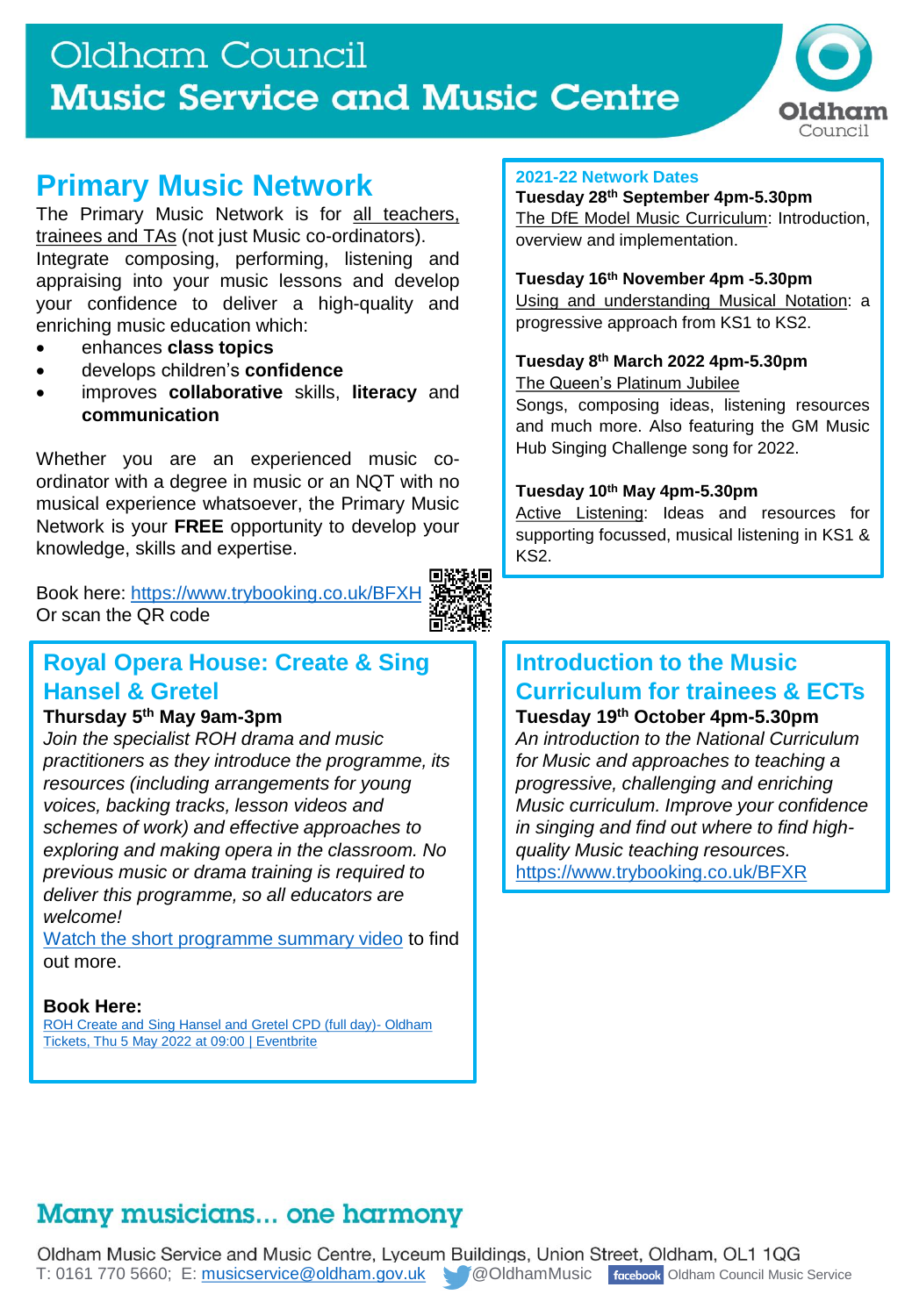# Oldham Council
# Music Service and Music Centre

## Primary Music Network

The Primary Music Network is for all teachers, trainees and TAs (not just Music co-ordinators). Integrate composing, performing, listening and appraising into your music lessons and develop your confidence to deliver a high-quality and enriching music education which:

- enhances **class topics**
- develops children's **confidence**
- improves **collaborative** skills, **literacy** and **communication**

Whether you are an experienced music co-ordinator with a degree in music or an NQT with no musical experience whatsoever, the Primary Music Network is your **FREE** opportunity to develop your knowledge, skills and expertise.

Book here: https://www.trybooking.co.uk/BFXH
Or scan the QR code

### 2021-22 Network Dates

**Tuesday 28th September 4pm-5.30pm**
The DfE Model Music Curriculum: Introduction, overview and implementation.

**Tuesday 16th November 4pm -5.30pm**
Using and understanding Musical Notation: a progressive approach from KS1 to KS2.

**Tuesday 8th March 2022 4pm-5.30pm**
The Queen's Platinum Jubilee
Songs, composing ideas, listening resources and much more. Also featuring the GM Music Hub Singing Challenge song for 2022.

**Tuesday 10th May 4pm-5.30pm**
Active Listening: Ideas and resources for supporting focussed, musical listening in KS1 & KS2.

## Royal Opera House: Create & Sing Hansel & Gretel

**Thursday 5th May 9am-3pm**

*Join the specialist ROH drama and music practitioners as they introduce the programme, its resources (including arrangements for young voices, backing tracks, lesson videos and schemes of work) and effective approaches to exploring and making opera in the classroom. No previous music or drama training is required to deliver this programme, so all educators are welcome!*

Watch the short programme summary video to find out more.

**Book Here:**
ROH Create and Sing Hansel and Gretel CPD (full day)- Oldham Tickets, Thu 5 May 2022 at 09:00 | Eventbrite

## Introduction to the Music Curriculum for trainees & ECTs

**Tuesday 19th October 4pm-5.30pm**

*An introduction to the National Curriculum for Music and approaches to teaching a progressive, challenging and enriching Music curriculum. Improve your confidence in singing and find out where to find high-quality Music teaching resources.*
https://www.trybooking.co.uk/BFXR

## Many musicians... one harmony

Oldham Music Service and Music Centre, Lyceum Buildings, Union Street, Oldham, OL1 1QG
T: 0161 770 5660; E: musicservice@oldham.gov.uk @OldhamMusic facebook Oldham Council Music Service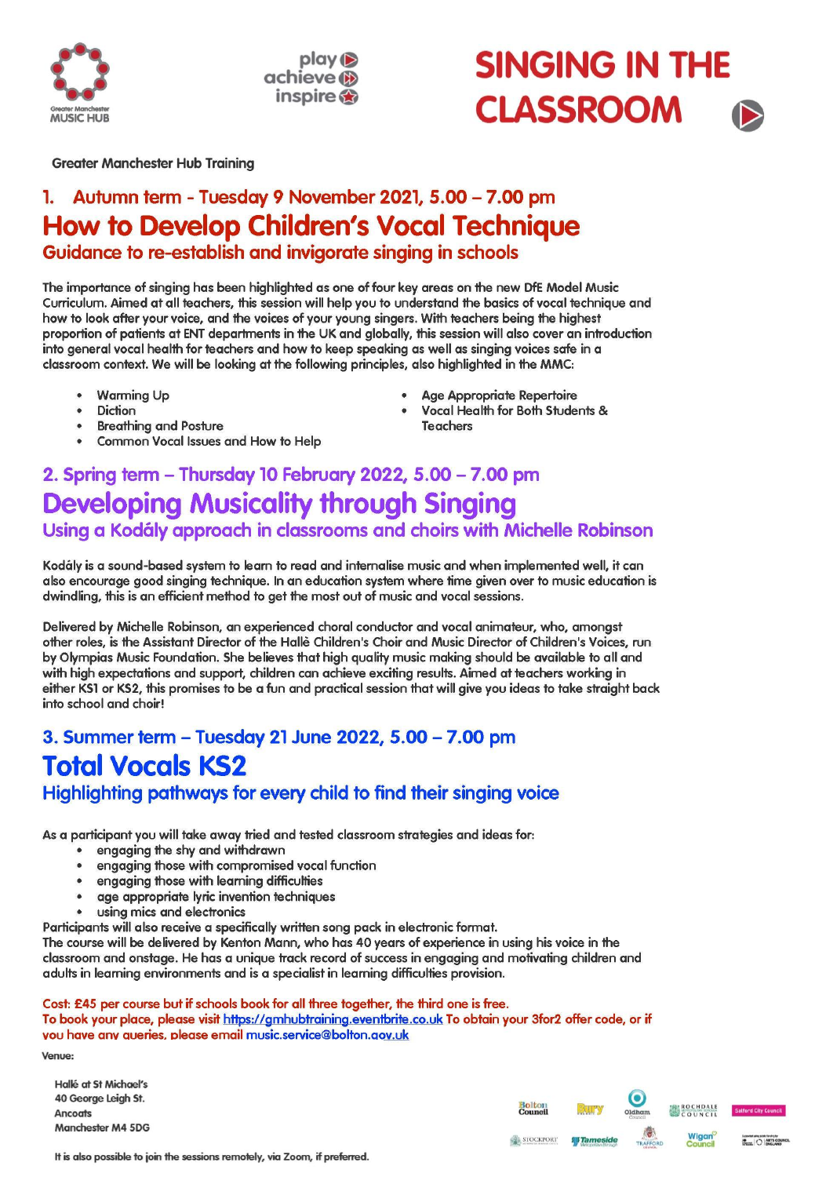Greater Manchester MUSIC HUB

play
achieve
inspire

# SINGING IN THE CLASSROOM

Greater Manchester Hub Training

## 1. Autumn term - Tuesday 9 November 2021, 5.00 – 7.00 pm

## How to Develop Children's Vocal Technique

### Guidance to re-establish and invigorate singing in schools

The importance of singing has been highlighted as one of four key areas on the new DfE Model Music Curriculum. Aimed at all teachers, this session will help you to understand the basics of vocal technique and how to look after your voice, and the voices of your young singers. With teachers being the highest proportion of patients at ENT departments in the UK and globally, this session will also cover an introduction into general vocal health for teachers and how to keep speaking as well as singing voices safe in a classroom context. We will be looking at the following principles, also highlighted in the MMC:

- Warming Up
- Diction
- Breathing and Posture
- Common Vocal Issues and How to Help
- Age Appropriate Repertoire
- Vocal Health for Both Students & Teachers

## 2. Spring term – Thursday 10 February 2022, 5.00 – 7.00 pm

## Developing Musicality through Singing

### Using a Kodály approach in classrooms and choirs with Michelle Robinson

Kodály is a sound-based system to learn to read and internalise music and when implemented well, it can also encourage good singing technique. In an education system where time given over to music education is dwindling, this is an efficient method to get the most out of music and vocal sessions.

Delivered by Michelle Robinson, an experienced choral conductor and vocal animateur, who, amongst other roles, is the Assistant Director of the Hallé Children's Choir and Music Director of Children's Voices, run by Olympias Music Foundation. She believes that high quality music making should be available to all and with high expectations and support, children can achieve exciting results. Aimed at teachers working in either KS1 or KS2, this promises to be a fun and practical session that will give you ideas to take straight back into school and choir!

## 3. Summer term – Tuesday 21 June 2022, 5.00 – 7.00 pm

## Total Vocals KS2

### Highlighting pathways for every child to find their singing voice

As a participant you will take away tried and tested classroom strategies and ideas for:

- engaging the shy and withdrawn
- engaging those with compromised vocal function
- engaging those with learning difficulties
- age appropriate lyric invention techniques
- using mics and electronics

Participants will also receive a specifically written song pack in electronic format.
The course will be delivered by Kenton Mann, who has 40 years of experience in using his voice in the classroom and onstage. He has a unique track record of success in engaging and motivating children and adults in learning environments and is a specialist in learning difficulties provision.

Cost: £45 per course but if schools book for all three together, the third one is free.
To book your place, please visit https://gmhubtraining.eventbrite.co.uk To obtain your 3for2 offer code, or if you have any queries, please email music.service@bolton.gov.uk

Venue:

Hallé at St Michael's
40 George Leigh St.
Ancoats
Manchester M4 5DG

It is also possible to join the sessions remotely, via Zoom, if preferred.

Bolton Council | Bury | Oldham Council | Rochdale Council | Salford City Council | Stockport | Tameside | Trafford Council | Wigan Council | Arts Council England